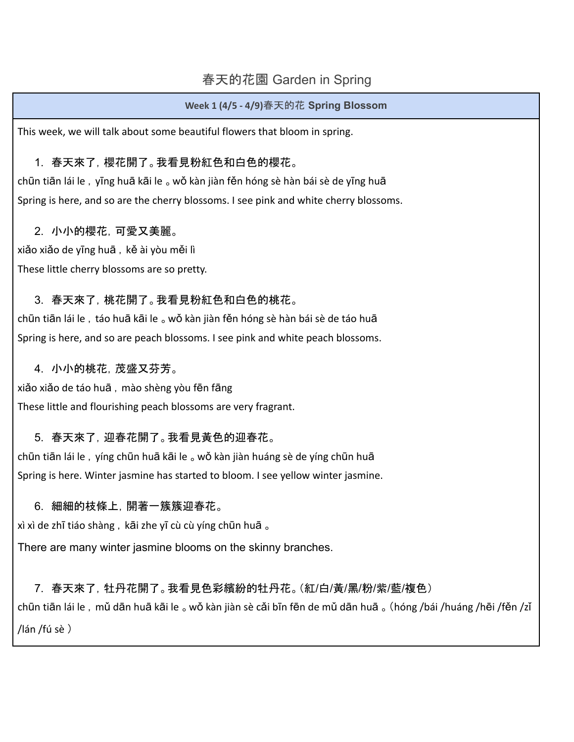# 春天的花園 Garden in Spring

## Week 1 (4/5 - 4/9)春天的花 Spring Blossom

This week, we will talk about some beautiful flowers that bloom in spring.

1. 春天來了，櫻花開了。我看見粉紅色和白色的櫻花。

chūn tiān lái le，yīng huā kāi le 。wǒ kàn jiàn fěn hóng sè hàn bái sè de yīng huā

Spring is here, and so are the cherry blossoms. I see pink and white cherry blossoms.

2. 小小的櫻花，可愛又美麗。

xiǎo xiǎo de yīng huā，kě ài yòu měi lì

These little cherry blossoms are so pretty.

3. 春天來了，桃花開了。我看見粉紅色和白色的桃花。

chūn tiān lái le，táo huā kāi le 。wǒ kàn jiàn fěn hóng sè hàn bái sè de táo huā

Spring is here, and so are peach blossoms. I see pink and white peach blossoms.

4. 小小的桃花，茂盛又芬芳。

xiǎo xiǎo de táo huā，mào shèng yòu fēn fāng

These little and flourishing peach blossoms are very fragrant.

5. 春天來了，迎春花開了。我看見黃色的迎春花。

chūn tiān lái le，yíng chūn huā kāi le 。wǒ kàn jiàn huáng sè de yíng chūn huā

Spring is here. Winter jasmine has started to bloom. I see yellow winter jasmine.

6. 細細的枝條上，開著一簇簇迎春花。

xì xì de zhī tiáo shàng，kāi zhe yī cù cù yíng chūn huā 。

There are many winter jasmine blooms on the skinny branches.

7. 春天來了，牡丹花開了。我看見色彩繽紛的牡丹花。(紅/白/黃/黑/粉/紫/藍/複色)

chūn tiān lái le，mǔ dān huā kāi le 。wǒ kàn jiàn sè cǎi bīn fēn de mǔ dān huā 。(hóng /bái /huáng /hēi /fěn /zǐ /lán /fú sè )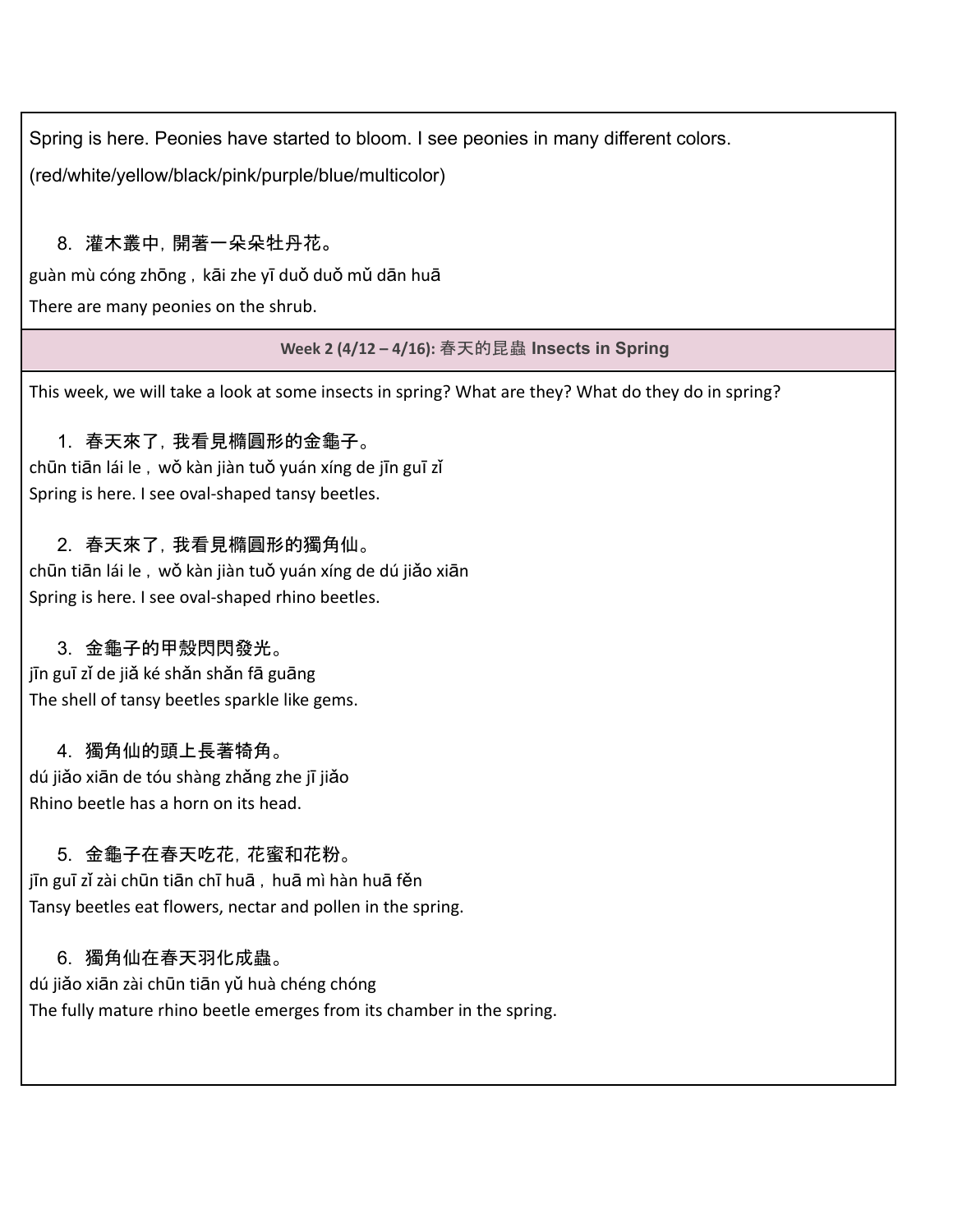Spring is here. Peonies have started to bloom. I see peonies in many different colors.

(red/white/yellow/black/pink/purple/blue/multicolor)

8. 灌木叢中，開著一朵朵牡丹花。

guàn mù cóng zhōng，kāi zhe yī duǒ duǒ mǔ dān huā

There are many peonies on the shrub.

## Week 2 (4/12 – 4/16): 春天的昆蟲 Insects in Spring

This week, we will take a look at some insects in spring? What are they? What do they do in spring?

1. 春天來了，我看見橢圓形的金龜子。

chūn tiān lái le，wǒ kàn jiàn tuǒ yuán xíng de jīn guī zǐ

Spring is here. I see oval-shaped tansy beetles.

2. 春天來了，我看見橢圓形的獨角仙。

chūn tiān lái le，wǒ kàn jiàn tuǒ yuán xíng de dú jiǎo xiān

Spring is here. I see oval-shaped rhino beetles.

3. 金龜子的甲殼閃閃發光。

jīn guī zǐ de jiǎ ké shǎn shǎn fā guāng

The shell of tansy beetles sparkle like gems.

4. 獨角仙的頭上長著犄角。

dú jiǎo xiān de tóu shàng zhǎng zhe jī jiǎo

Rhino beetle has a horn on its head.

5. 金龜子在春天吃花，花蜜和花粉。

jīn guī zǐ zài chūn tiān chī huā，huā mì hàn huā fěn

Tansy beetles eat flowers, nectar and pollen in the spring.

6. 獨角仙在春天羽化成蟲。

dú jiǎo xiān zài chūn tiān yǔ huà chéng chóng

The fully mature rhino beetle emerges from its chamber in the spring.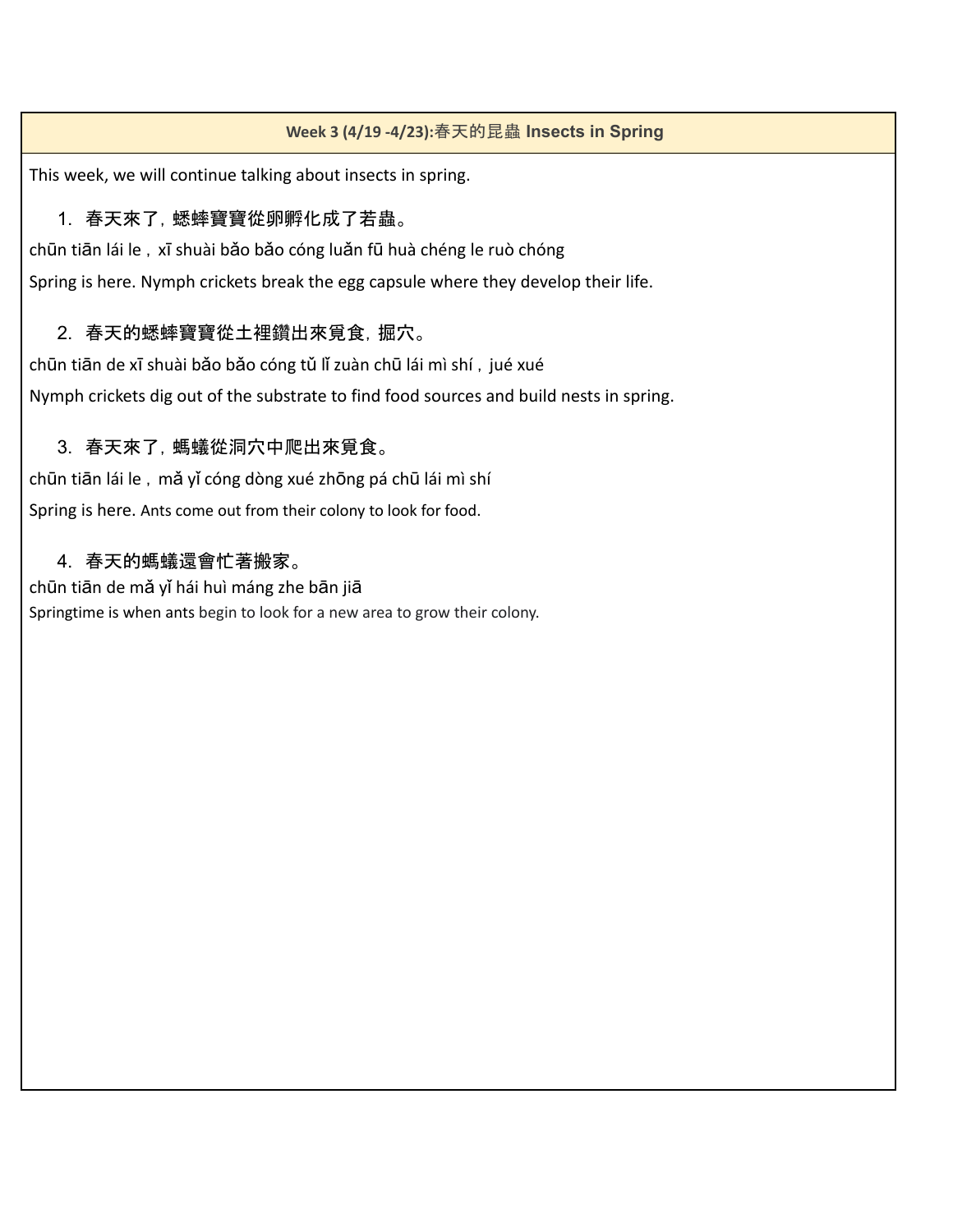## Week 3 (4/19 -4/23):春天的昆蟲 Insects in Spring

This week, we will continue talking about insects in spring.

1. 春天來了，蟋蟀寶寶從卵孵化成了若蟲。

chūn tiān lái le，xī shuài bǎo bǎo cóng luǎn fū huà chéng le ruò chóng

Spring is here. Nymph crickets break the egg capsule where they develop their life.

2. 春天的蟋蟀寶寶從土裡鑽出來覓食，掘穴。

chūn tiān de xī shuài bǎo bǎo cóng tǔ lǐ zuàn chū lái mì shí，jué xué

Nymph crickets dig out of the substrate to find food sources and build nests in spring.

3. 春天來了，螞蟻從洞穴中爬出來覓食。

chūn tiān lái le，mǎ yǐ cóng dòng xué zhōng pá chū lái mì shí

Spring is here. Ants come out from their colony to look for food.

4. 春天的螞蟻還會忙著搬家。

chūn tiān de mǎ yǐ hái huì máng zhe bān jiā

Springtime is when ants begin to look for a new area to grow their colony.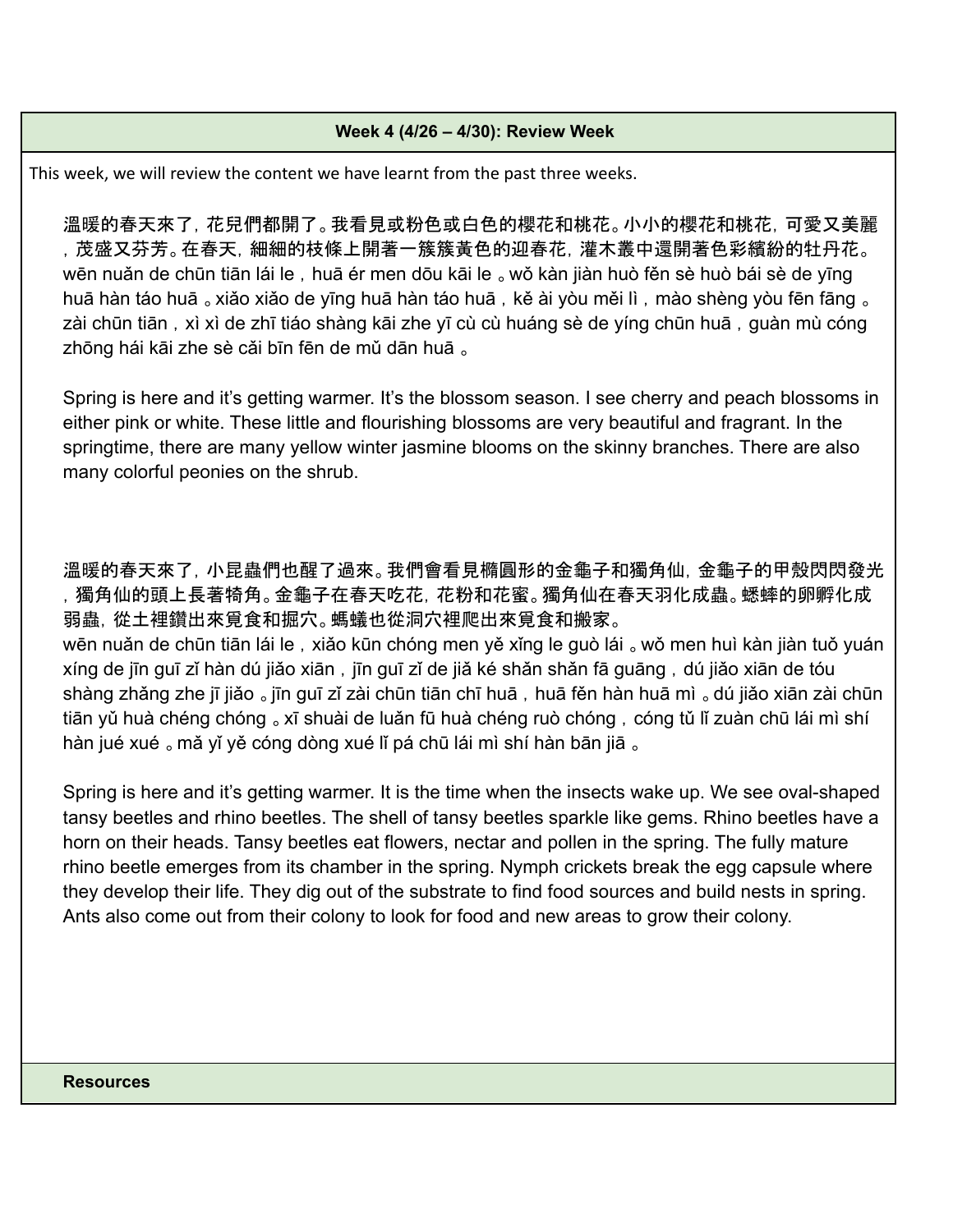**Week 4 (4/26 – 4/30): Review Week**

This week, we will review the content we have learnt from the past three weeks.

溫暖的春天來了，花兒們都開了。我看見或粉色或白色的櫻花和桃花。小小的櫻花和桃花，可愛又美麗，茂盛又芬芳。在春天，細細的枝條上開著一簇簇黃色的迎春花，灌木叢中還開著色彩繽紛的牡丹花。

wēn nuǎn de chūn tiān lái le，huā ér men dōu kāi le 。wǒ kàn jiàn huò fěn sè huò bái sè de yīng huā hàn táo huā 。xiǎo xiǎo de yīng huā hàn táo huā，kě ài yòu měi lì，mào shèng yòu fēn fāng 。zài chūn tiān，xì xì de zhī tiáo shàng kāi zhe yī cù cù huáng sè de yíng chūn huā，guàn mù cóng zhōng hái kāi zhe sè cǎi bīn fēn de mǔ dān huā 。

Spring is here and it's getting warmer. It's the blossom season. I see cherry and peach blossoms in either pink or white. These little and flourishing blossoms are very beautiful and fragrant. In the springtime, there are many yellow winter jasmine blooms on the skinny branches. There are also many colorful peonies on the shrub.

溫暖的春天來了，小昆蟲們也醒了過來。我們會看見橢圓形的金龜子和獨角仙，金龜子的甲殼閃閃發光，獨角仙的頭上長著犄角。金龜子在春天吃花，花粉和花蜜。獨角仙在春天羽化成蟲。蟋蟀的卵孵化成弱蟲，從土裡鑽出來覓食和掘穴。螞蟻也從洞穴裡爬出來覓食和搬家。

wēn nuǎn de chūn tiān lái le，xiǎo kūn chóng men yě xǐng le guò lái 。wǒ men huì kàn jiàn tuǒ yuán xíng de jīn guī zǐ hàn dú jiǎo xiān，jīn guī zǐ de jiǎ ké shǎn shǎn fā guāng，dú jiǎo xiān de tóu shàng zhǎng zhe jī jiǎo 。jīn guī zǐ zài chūn tiān chī huā，huā fěn hàn huā mì 。dú jiǎo xiān zài chūn tiān yǔ huà chéng chóng 。xī shuài de luǎn fū huà chéng ruò chóng，cóng tǔ lǐ zuàn chū lái mì shí hàn jué xué 。mǎ yǐ yě cóng dòng xué lǐ pá chū lái mì shí hàn bān jiā 。

Spring is here and it's getting warmer. It is the time when the insects wake up. We see oval-shaped tansy beetles and rhino beetles. The shell of tansy beetles sparkle like gems. Rhino beetles have a horn on their heads. Tansy beetles eat flowers, nectar and pollen in the spring. The fully mature rhino beetle emerges from its chamber in the spring. Nymph crickets break the egg capsule where they develop their life. They dig out of the substrate to find food sources and build nests in spring. Ants also come out from their colony to look for food and new areas to grow their colony.

**Resources**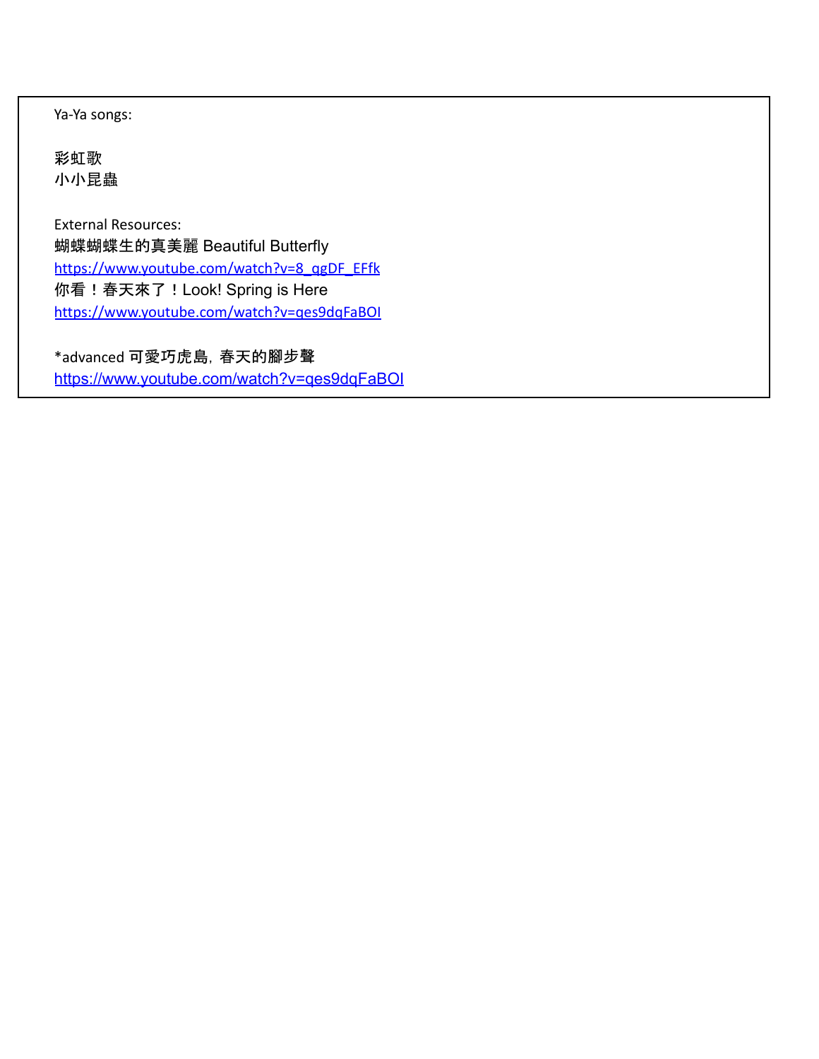Ya-Ya songs:

彩虹歌
小小昆蟲

External Resources:
蝴蝶蝴蝶生的真美麗 Beautiful Butterfly
https://www.youtube.com/watch?v=8_qgDF_EFfk
你看！春天來了！Look! Spring is Here
https://www.youtube.com/watch?v=qes9dqFaBOI

*advanced 可愛巧虎島, 春天的腳步聲
https://www.youtube.com/watch?v=qes9dqFaBOI